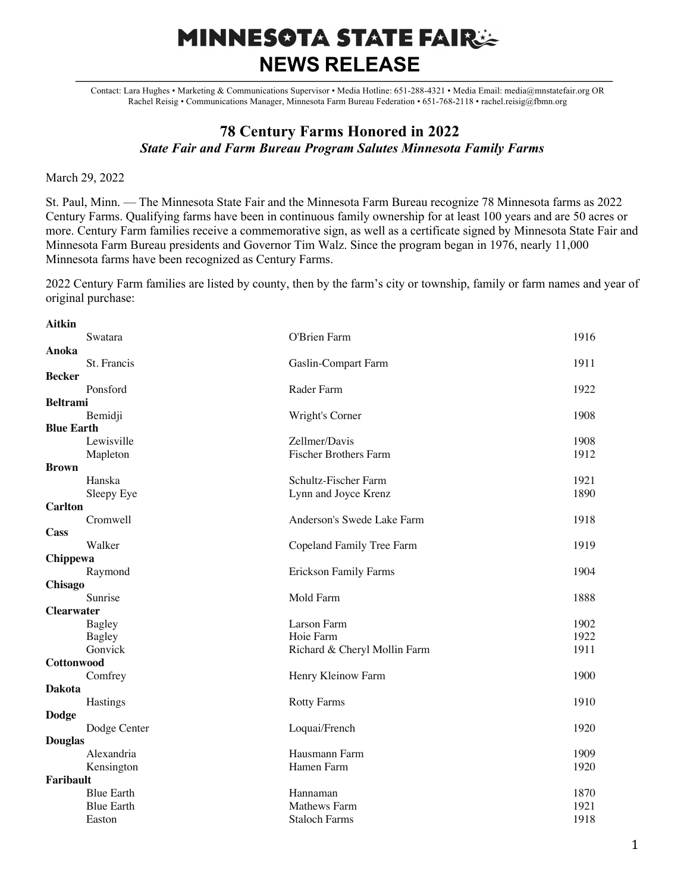# MINNESOTA STATE FAIR
## NEWS RELEASE

Contact: Lara Hughes • Marketing & Communications Supervisor • Media Hotline: 651-288-4321 • Media Email: media@mnstatefair.org OR Rachel Reisig • Communications Manager, Minnesota Farm Bureau Federation • 651-768-2118 • rachel.reisig@fbmn.org

## 78 Century Farms Honored in 2022
***State Fair and Farm Bureau Program Salutes Minnesota Family Farms***

March 29, 2022

St. Paul, Minn. — The Minnesota State Fair and the Minnesota Farm Bureau recognize 78 Minnesota farms as 2022 Century Farms. Qualifying farms have been in continuous family ownership for at least 100 years and are 50 acres or more. Century Farm families receive a commemorative sign, as well as a certificate signed by Minnesota State Fair and Minnesota Farm Bureau presidents and Governor Tim Walz. Since the program began in 1976, nearly 11,000 Minnesota farms have been recognized as Century Farms.

2022 Century Farm families are listed by county, then by the farm's city or township, family or farm names and year of original purchase:

| County / City or Township | Family or Farm Name | Year |
|---|---|---|
| **Aitkin** | | |
| Swatara | O'Brien Farm | 1916 |
| **Anoka** | | |
| St. Francis | Gaslin-Compart Farm | 1911 |
| **Becker** | | |
| Ponsford | Rader Farm | 1922 |
| **Beltrami** | | |
| Bemidji | Wright's Corner | 1908 |
| **Blue Earth** | | |
| Lewisville | Zellmer/Davis | 1908 |
| Mapleton | Fischer Brothers Farm | 1912 |
| **Brown** | | |
| Hanska | Schultz-Fischer Farm | 1921 |
| Sleepy Eye | Lynn and Joyce Krenz | 1890 |
| **Carlton** | | |
| Cromwell | Anderson's Swede Lake Farm | 1918 |
| **Cass** | | |
| Walker | Copeland Family Tree Farm | 1919 |
| **Chippewa** | | |
| Raymond | Erickson Family Farms | 1904 |
| **Chisago** | | |
| Sunrise | Mold Farm | 1888 |
| **Clearwater** | | |
| Bagley | Larson Farm | 1902 |
| Bagley | Hoie Farm | 1922 |
| Gonvick | Richard & Cheryl Mollin Farm | 1911 |
| **Cottonwood** | | |
| Comfrey | Henry Kleinow Farm | 1900 |
| **Dakota** | | |
| Hastings | Rotty Farms | 1910 |
| **Dodge** | | |
| Dodge Center | Loquai/French | 1920 |
| **Douglas** | | |
| Alexandria | Hausmann Farm | 1909 |
| Kensington | Hamen Farm | 1920 |
| **Faribault** | | |
| Blue Earth | Hannaman | 1870 |
| Blue Earth | Mathews Farm | 1921 |
| Easton | Staloch Farms | 1918 |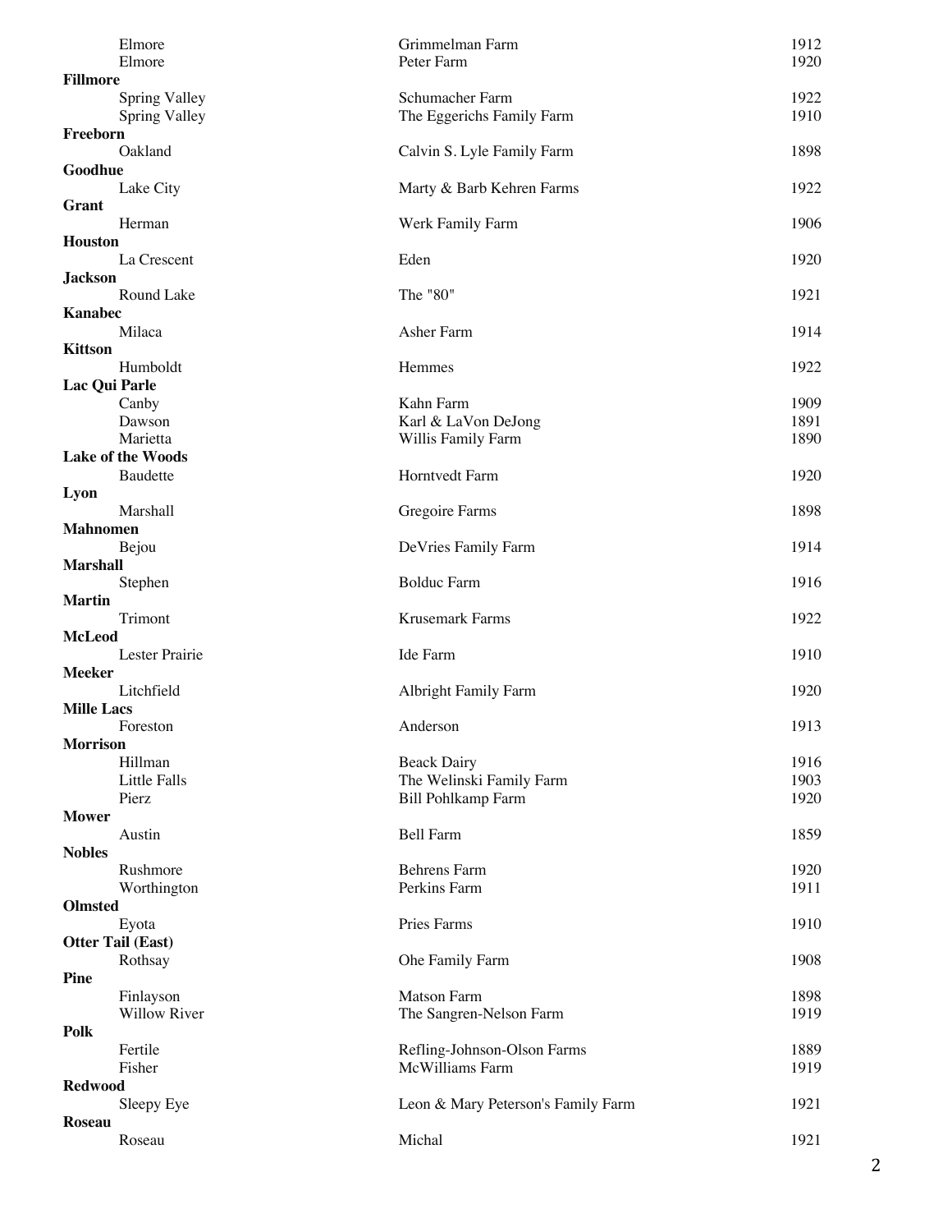| County / City | Farm | Year |
|---|---|---|
| Elmore | Grimmelman Farm | 1912 |
| Elmore | Peter Farm | 1920 |
| **Fillmore** | | |
| Spring Valley | Schumacher Farm | 1922 |
| Spring Valley | The Eggerichs Family Farm | 1910 |
| **Freeborn** | | |
| Oakland | Calvin S. Lyle Family Farm | 1898 |
| **Goodhue** | | |
| Lake City | Marty & Barb Kehren Farms | 1922 |
| **Grant** | | |
| Herman | Werk Family Farm | 1906 |
| **Houston** | | |
| La Crescent | Eden | 1920 |
| **Jackson** | | |
| Round Lake | The "80" | 1921 |
| **Kanabec** | | |
| Milaca | Asher Farm | 1914 |
| **Kittson** | | |
| Humboldt | Hemmes | 1922 |
| **Lac Qui Parle** | | |
| Canby | Kahn Farm | 1909 |
| Dawson | Karl & LaVon DeJong | 1891 |
| Marietta | Willis Family Farm | 1890 |
| **Lake of the Woods** | | |
| Baudette | Horntvedt Farm | 1920 |
| **Lyon** | | |
| Marshall | Gregoire Farms | 1898 |
| **Mahnomen** | | |
| Bejou | DeVries Family Farm | 1914 |
| **Marshall** | | |
| Stephen | Bolduc Farm | 1916 |
| **Martin** | | |
| Trimont | Krusemark Farms | 1922 |
| **McLeod** | | |
| Lester Prairie | Ide Farm | 1910 |
| **Meeker** | | |
| Litchfield | Albright Family Farm | 1920 |
| **Mille Lacs** | | |
| Foreston | Anderson | 1913 |
| **Morrison** | | |
| Hillman | Beack Dairy | 1916 |
| Little Falls | The Welinski Family Farm | 1903 |
| Pierz | Bill Pohlkamp Farm | 1920 |
| **Mower** | | |
| Austin | Bell Farm | 1859 |
| **Nobles** | | |
| Rushmore | Behrens Farm | 1920 |
| Worthington | Perkins Farm | 1911 |
| **Olmsted** | | |
| Eyota | Pries Farms | 1910 |
| **Otter Tail (East)** | | |
| Rothsay | Ohe Family Farm | 1908 |
| **Pine** | | |
| Finlayson | Matson Farm | 1898 |
| Willow River | The Sangren-Nelson Farm | 1919 |
| **Polk** | | |
| Fertile | Refling-Johnson-Olson Farms | 1889 |
| Fisher | McWilliams Farm | 1919 |
| **Redwood** | | |
| Sleepy Eye | Leon & Mary Peterson's Family Farm | 1921 |
| **Roseau** | | |
| Roseau | Michal | 1921 |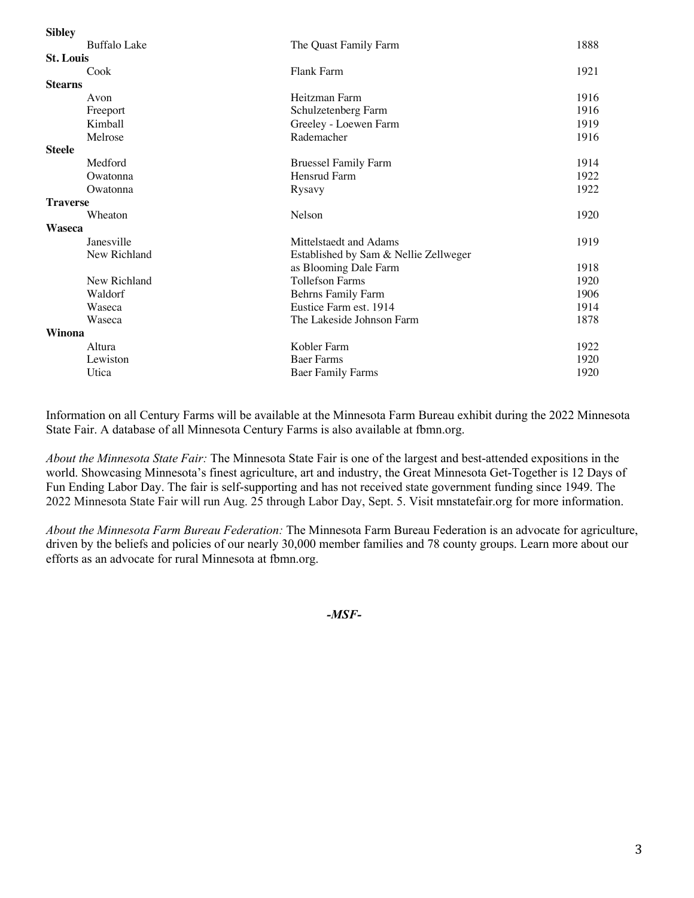| | | |
|---|---|---|
| **Sibley** | | |
| Buffalo Lake | The Quast Family Farm | 1888 |
| **St. Louis** | | |
| Cook | Flank Farm | 1921 |
| **Stearns** | | |
| Avon | Heitzman Farm | 1916 |
| Freeport | Schulzetenberg Farm | 1916 |
| Kimball | Greeley - Loewen Farm | 1919 |
| Melrose | Rademacher | 1916 |
| **Steele** | | |
| Medford | Bruessel Family Farm | 1914 |
| Owatonna | Hensrud Farm | 1922 |
| Owatonna | Rysavy | 1922 |
| **Traverse** | | |
| Wheaton | Nelson | 1920 |
| **Waseca** | | |
| Janesville | Mittelstaedt and Adams | 1919 |
| New Richland | Established by Sam & Nellie Zellweger as Blooming Dale Farm | 1918 |
| New Richland | Tollefson Farms | 1920 |
| Waldorf | Behrns Family Farm | 1906 |
| Waseca | Eustice Farm est. 1914 | 1914 |
| Waseca | The Lakeside Johnson Farm | 1878 |
| **Winona** | | |
| Altura | Kobler Farm | 1922 |
| Lewiston | Baer Farms | 1920 |
| Utica | Baer Family Farms | 1920 |

Information on all Century Farms will be available at the Minnesota Farm Bureau exhibit during the 2022 Minnesota State Fair. A database of all Minnesota Century Farms is also available at fbmn.org.

*About the Minnesota State Fair:* The Minnesota State Fair is one of the largest and best-attended expositions in the world. Showcasing Minnesota's finest agriculture, art and industry, the Great Minnesota Get-Together is 12 Days of Fun Ending Labor Day. The fair is self-supporting and has not received state government funding since 1949. The 2022 Minnesota State Fair will run Aug. 25 through Labor Day, Sept. 5. Visit mnstatefair.org for more information.

*About the Minnesota Farm Bureau Federation:* The Minnesota Farm Bureau Federation is an advocate for agriculture, driven by the beliefs and policies of our nearly 30,000 member families and 78 county groups. Learn more about our efforts as an advocate for rural Minnesota at fbmn.org.

***-MSF-***